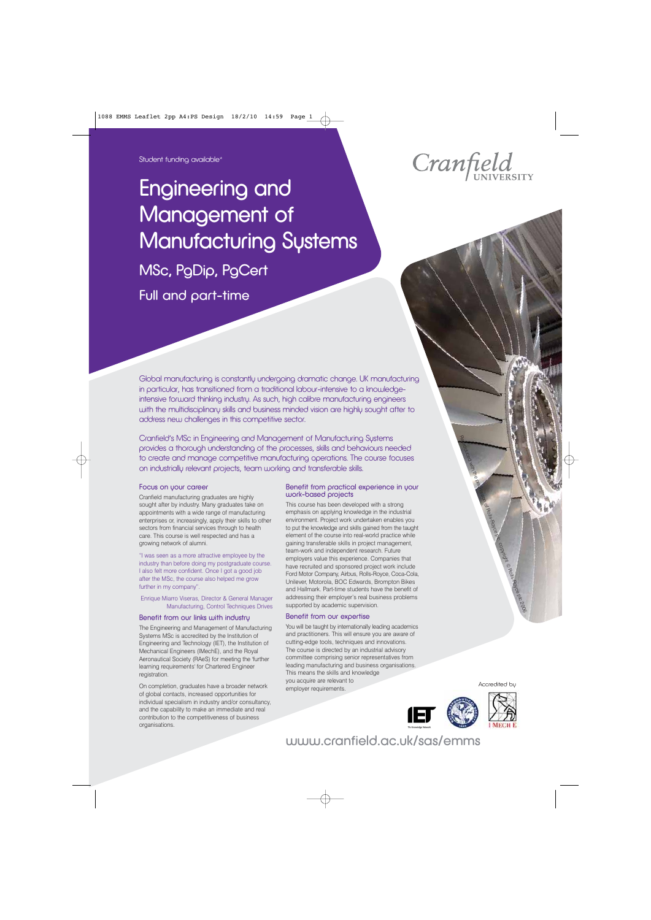Student funding available*

# Engineering and Management of Manufacturing Systems

## MSc, PgDip, PgCert

## Full and part-time

Global manufacturing is constantly undergoing dramatic change. UK manufacturing in particular, has transitioned from a traditional labour-intensive to a knowledge-intensive forward thinking industry. As such, high calibre manufacturing engineers with the multidisciplinary skills and business minded vision are highly sought after to address new challenges in this competitive sector.

Cranfield's MSc in Engineering and Management of Manufacturing Systems provides a thorough understanding of the processes, skills and behaviours needed to create and manage competitive manufacturing operations. The course focuses on industrially relevant projects, team working and transferable skills.

### Focus on your career

Cranfield manufacturing graduates are highly sought after by industry. Many graduates take on appointments with a wide range of manufacturing enterprises or, increasingly, apply their skills to other sectors from financial services through to health care. This course is well respected and has a growing network of alumni.

"I was seen as a more attractive employee by the industry than before doing my postgraduate course. I also felt more confident. Once I got a good job after the MSc, the course also helped me grow further in my company".

Enrique Miarro Viseras, Director & General Manager Manufacturing, Control Techniques Drives

### Benefit from our links with industry

The Engineering and Management of Manufacturing Systems MSc is accredited by the Institution of Engineering and Technology (IET), the Institution of Mechanical Engineers (IMechE), and the Royal Aeronautical Society (RAeS) for meeting the 'further learning requirements' for Chartered Engineer registration.

On completion, graduates have a broader network of global contacts, increased opportunities for individual specialism in industry and/or consultancy, and the capability to make an immediate and real contribution to the competitiveness of business organisations.

### Benefit from practical experience in your work-based projects

This course has been developed with a strong emphasis on applying knowledge in the industrial environment. Project work undertaken enables you to put the knowledge and skills gained from the taught element of the course into real-world practice while gaining transferable skills in project management, team-work and independent research. Future employers value this experience. Companies that have recruited and sponsored project work include Ford Motor Company, Airbus, Rolls-Royce, Coca-Cola, Unilever, Motorola, BOC Edwards, Brompton Bikes and Hallmark. Part-time students have the benefit of addressing their employer's real business problems supported by academic supervision.

### Benefit from our expertise

You will be taught by internationally leading academics and practitioners. This will ensure you are aware of cutting-edge tools, techniques and innovations. The course is directed by an industrial advisory committee comprising senior representatives from leading manufacturing and business organisations. This means the skills and knowledge you acquire are relevant to employer requirements.

Reproduced with the permission of Rolls-Royce plc, copyright © Rolls-Royce plc 2006

Accredited by

www.cranfield.ac.uk/sas/emms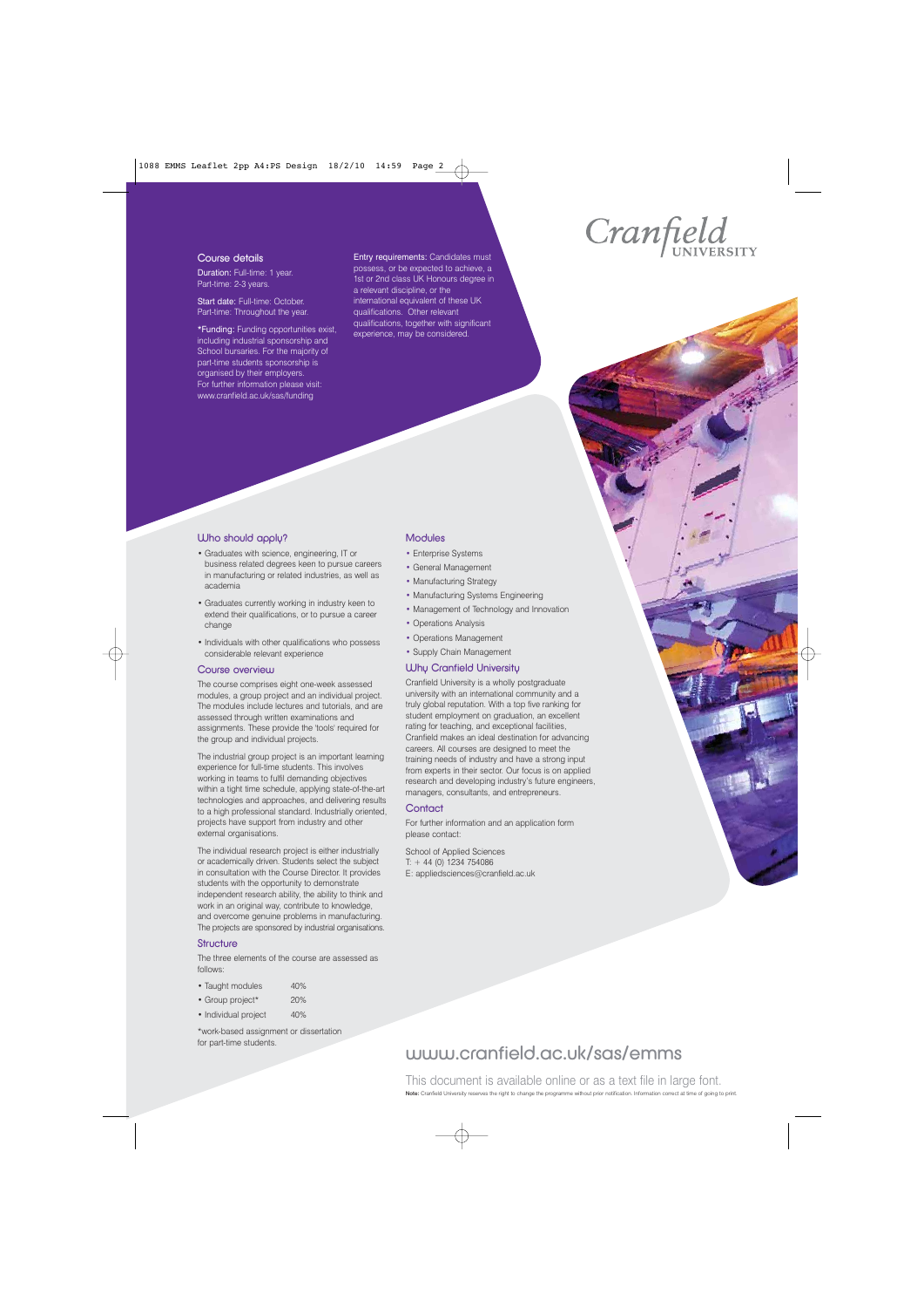Cranfield UNIVERSITY

## Course details

**Duration:** Full-time: 1 year. Part-time: 2-3 years.

**Start date:** Full-time: October. Part-time: Throughout the year.

***Funding:** Funding opportunities exist, including industrial sponsorship and School bursaries. For the majority of part-time students sponsorship is organised by their employers. For further information please visit: www.cranfield.ac.uk/sas/funding

**Entry requirements:** Candidates must possess, or be expected to achieve, a 1st or 2nd class UK Honours degree in a relevant discipline, or the international equivalent of these UK qualifications. Other relevant qualifications, together with significant experience, may be considered.

## Who should apply?

- Graduates with science, engineering, IT or business related degrees keen to pursue careers in manufacturing or related industries, as well as academia
- Graduates currently working in industry keen to extend their qualifications, or to pursue a career change
- Individuals with other qualifications who possess considerable relevant experience

## Course overview

The course comprises eight one-week assessed modules, a group project and an individual project. The modules include lectures and tutorials, and are assessed through written examinations and assignments. These provide the 'tools' required for the group and individual projects.

The industrial group project is an important learning experience for full-time students. This involves working in teams to fulfil demanding objectives within a tight time schedule, applying state-of-the-art technologies and approaches, and delivering results to a high professional standard. Industrially oriented, projects have support from industry and other external organisations.

The individual research project is either industrially or academically driven. Students select the subject in consultation with the Course Director. It provides students with the opportunity to demonstrate independent research ability, the ability to think and work in an original way, contribute to knowledge, and overcome genuine problems in manufacturing. The projects are sponsored by industrial organisations.

## Structure

The three elements of the course are assessed as follows:

- Taught modules 40%
- Group project* 20%
- Individual project 40%

*work-based assignment or dissertation for part-time students.

## Modules

- Enterprise Systems
- General Management
- Manufacturing Strategy
- Manufacturing Systems Engineering
- Management of Technology and Innovation
- Operations Analysis
- Operations Management
- Supply Chain Management

## Why Cranfield University

Cranfield University is a wholly postgraduate university with an international community and a truly global reputation. With a top five ranking for student employment on graduation, an excellent rating for teaching, and exceptional facilities, Cranfield makes an ideal destination for advancing careers. All courses are designed to meet the training needs of industry and have a strong input from experts in their sector. Our focus is on applied research and developing industry's future engineers, managers, consultants, and entrepreneurs.

## Contact

For further information and an application form please contact:

School of Applied Sciences
T: + 44 (0) 1234 754086
E: appliedsciences@cranfield.ac.uk

## www.cranfield.ac.uk/sas/emms

This document is available online or as a text file in large font.

**Note:** Cranfield University reserves the right to change the programme without prior notification. Information correct at time of going to print.